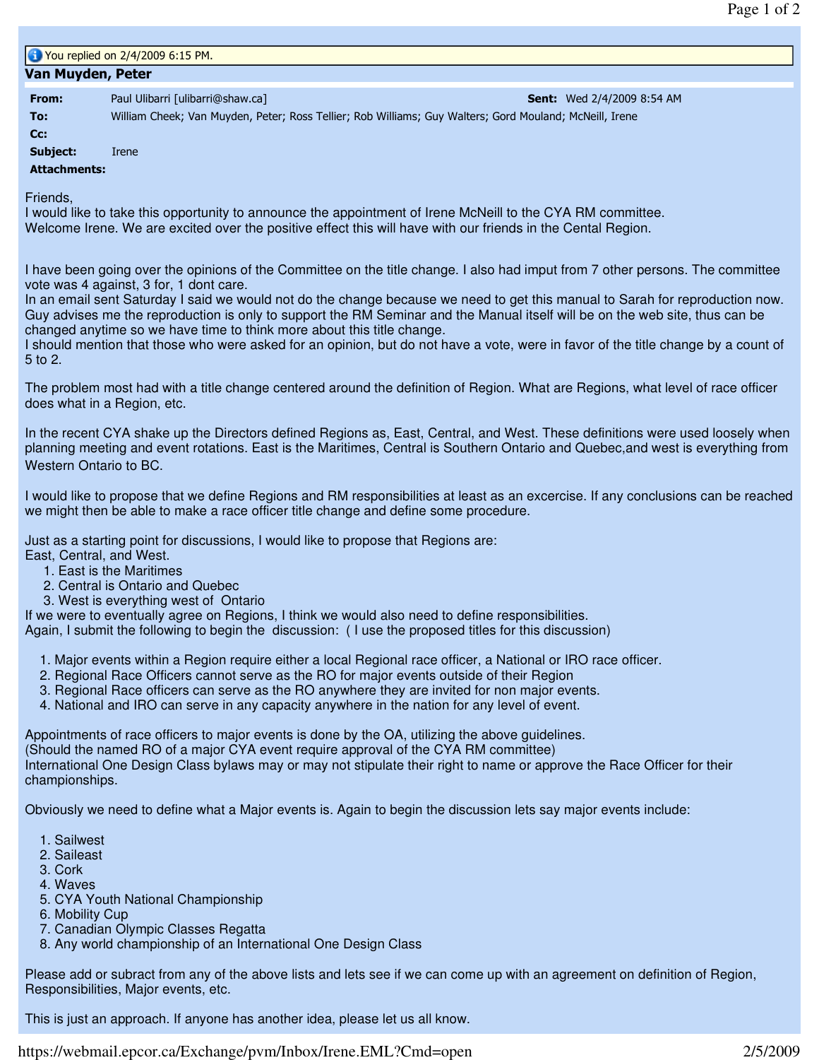You replied on 2/4/2009 6:15 PM.

**Van Muyden, Peter**

| | |
|---|---|
| **From:** | Paul Ulibarri [ulibarri@shaw.ca] |
| **Sent:** | Wed 2/4/2009 8:54 AM |
| **To:** | William Cheek; Van Muyden, Peter; Ross Tellier; Rob Williams; Guy Walters; Gord Mouland; McNeill, Irene |
| **Cc:** | |
| **Subject:** | Irene |
| **Attachments:** | |

Friends,
I would like to take this opportunity to announce the appointment of Irene McNeill to the CYA RM committee.
Welcome Irene. We are excited over the positive effect this will have with our friends in the Cental Region.

I have been going over the opinions of the Committee on the title change. I also had imput from 7 other persons. The committee vote was 4 against, 3 for, 1 dont care.
In an email sent Saturday I said we would not do the change because we need to get this manual to Sarah for reproduction now. Guy advises me the reproduction is only to support the RM Seminar and the Manual itself will be on the web site, thus can be changed anytime so we have time to think more about this title change.
I should mention that those who were asked for an opinion, but do not have a vote, were in favor of the title change by a count of 5 to 2.

The problem most had with a title change centered around the definition of Region. What are Regions, what level of race officer does what in a Region, etc.

In the recent CYA shake up the Directors defined Regions as, East, Central, and West. These definitions were used loosely when planning meeting and event rotations. East is the Maritimes, Central is Southern Ontario and Quebec,and west is everything from Western Ontario to BC.

I would like to propose that we define Regions and RM responsibilities at least as an excercise. If any conclusions can be reached we might then be able to make a race officer title change and define some procedure.

Just as a starting point for discussions, I would like to propose that Regions are:
East, Central, and West.

1. East is the Maritimes
2. Central is Ontario and Quebec
3. West is everything west of Ontario

If we were to eventually agree on Regions, I think we would also need to define responsibilities.
Again, I submit the following to begin the discussion: ( I use the proposed titles for this discussion)

1. Major events within a Region require either a local Regional race officer, a National or IRO race officer.
2. Regional Race Officers cannot serve as the RO for major events outside of their Region
3. Regional Race officers can serve as the RO anywhere they are invited for non major events.
4. National and IRO can serve in any capacity anywhere in the nation for any level of event.

Appointments of race officers to major events is done by the OA, utilizing the above guidelines.
(Should the named RO of a major CYA event require approval of the CYA RM committee)
International One Design Class bylaws may or may not stipulate their right to name or approve the Race Officer for their championships.

Obviously we need to define what a Major events is. Again to begin the discussion lets say major events include:

1. Sailwest
2. Saileast
3. Cork
4. Waves
5. CYA Youth National Championship
6. Mobility Cup
7. Canadian Olympic Classes Regatta
8. Any world championship of an International One Design Class

Please add or subract from any of the above lists and lets see if we can come up with an agreement on definition of Region, Responsibilities, Major events, etc.

This is just an approach. If anyone has another idea, please let us all know.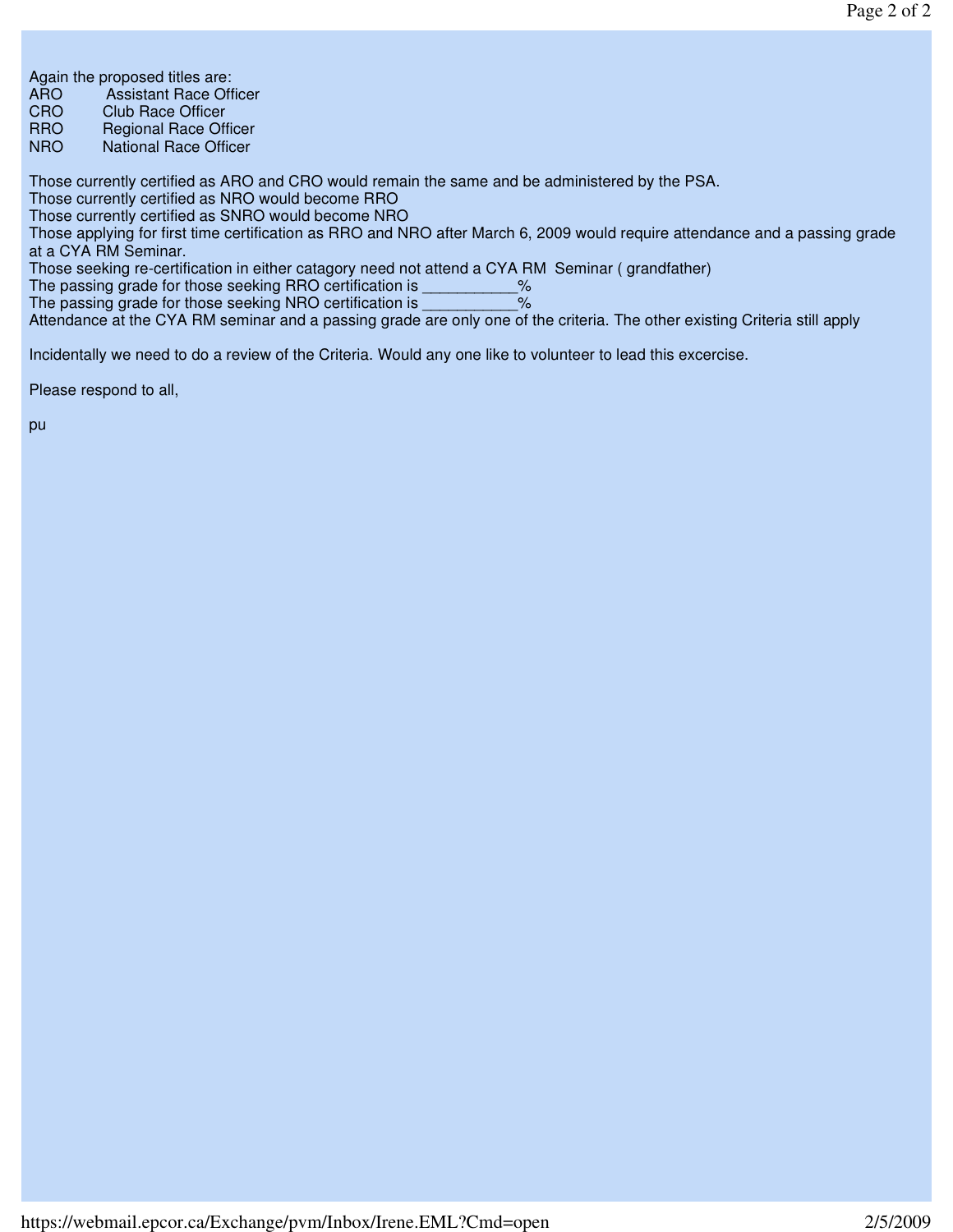Again the proposed titles are:

| | |
|---|---|
| ARO | Assistant Race Officer |
| CRO | Club Race Officer |
| RRO | Regional Race Officer |
| NRO | National Race Officer |

Those currently certified as ARO and CRO would remain the same and be administered by the PSA.
Those currently certified as NRO would become RRO
Those currently certified as SNRO would become NRO
Those applying for first time certification as RRO and NRO after March 6, 2009 would require attendance and a passing grade at a CYA RM Seminar.
Those seeking re-certification in either catagory need not attend a CYA RM Seminar ( grandfather)
The passing grade for those seeking RRO certification is ___________%
The passing grade for those seeking NRO certification is ___________%
Attendance at the CYA RM seminar and a passing grade are only one of the criteria. The other existing Criteria still apply

Incidentally we need to do a review of the Criteria. Would any one like to volunteer to lead this excercise.

Please respond to all,

pu